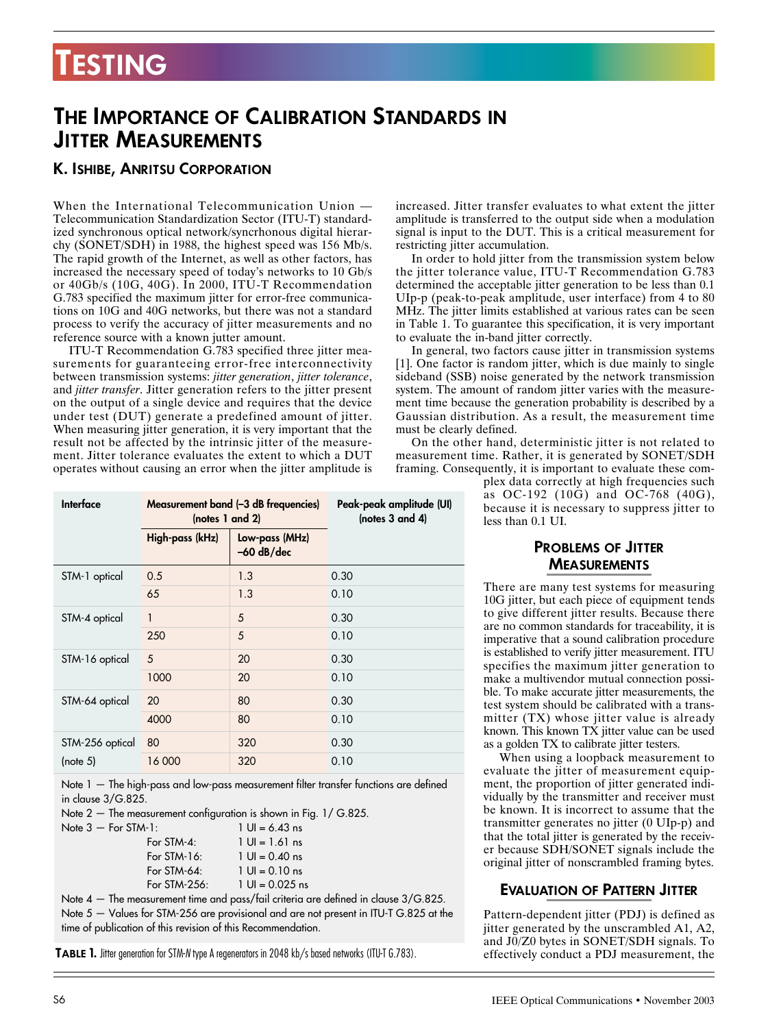# The Importance of Calibration Standards in Jitter Measurements

## K. Ishibe, Anritsu Corporation

When the International Telecommunication Union — Telecommunication Standardization Sector (ITU-T) standardized synchronous optical network/syncrhonous digital hierarchy (SONET/SDH) in 1988, the highest speed was 156 Mb/s. The rapid growth of the Internet, as well as other factors, has increased the necessary speed of today's networks to 10 Gb/s or 40Gb/s (10G, 40G). In 2000, ITU-T Recommendation G.783 specified the maximum jitter for error-free communications on 10G and 40G networks, but there was not a standard process to verify the accuracy of jitter measurements and no reference source with a known jutter amount.

ITU-T Recommendation G.783 specified three jitter measurements for guaranteeing error-free interconnectivity between transmission systems: *jitter generation*, *jitter tolerance*, and *jitter transfer*. Jitter generation refers to the jitter present on the output of a single device and requires that the device under test (DUT) generate a predefined amount of jitter. When measuring jitter generation, it is very important that the result not be affected by the intrinsic jitter of the measurement. Jitter tolerance evaluates the extent to which a DUT operates without causing an error when the jitter amplitude is increased. Jitter transfer evaluates to what extent the jitter amplitude is transferred to the output side when a modulation signal is input to the DUT. This is a critical measurement for restricting jitter accumulation.

In order to hold jitter from the transmission system below the jitter tolerance value, ITU-T Recommendation G.783 determined the acceptable jitter generation to be less than 0.1 UIp-p (peak-to-peak amplitude, user interface) from 4 to 80 MHz. The jitter limits established at various rates can be seen in Table 1. To guarantee this specification, it is very important to evaluate the in-band jitter correctly.

In general, two factors cause jitter in transmission systems [1]. One factor is random jitter, which is due mainly to single sideband (SSB) noise generated by the network transmission system. The amount of random jitter varies with the measurement time because the generation probability is described by a Gaussian distribution. As a result, the measurement time must be clearly defined.

On the other hand, deterministic jitter is not related to measurement time. Rather, it is generated by SONET/SDH framing. Consequently, it is important to evaluate these complex data correctly at high frequencies such as OC-192 (10G) and OC-768 (40G), because it is necessary to suppress jitter to less than 0.1 UI.

| Interface | Measurement band (–3 dB frequencies) (notes 1 and 2) | | Peak-peak amplitude (UI) (notes 3 and 4) |
|---|---|---|---|
| | High-pass (kHz) | Low-pass (MHz) –60 dB/dec | |
| STM-1 optical | 0.5 | 1.3 | 0.30 |
| | 65 | 1.3 | 0.10 |
| STM-4 optical | 1 | 5 | 0.30 |
| | 250 | 5 | 0.10 |
| STM-16 optical | 5 | 20 | 0.30 |
| | 1000 | 20 | 0.10 |
| STM-64 optical | 20 | 80 | 0.30 |
| | 4000 | 80 | 0.10 |
| STM-256 optical | 80 | 320 | 0.30 |
| (note 5) | 16 000 | 320 | 0.10 |

Note 1 — The high-pass and low-pass measurement filter transfer functions are defined in clause 3/G.825.
Note 2 — The measurement configuration is shown in Fig. 1/ G.825.
Note 3 — For STM-1: 1 UI = 6.43 ns
For STM-4: 1 UI = 1.61 ns
For STM-16: 1 UI = 0.40 ns
For STM-64: 1 UI = 0.10 ns
For STM-256: 1 UI = 0.025 ns
Note 4 — The measurement time and pass/fail criteria are defined in clause 3/G.825.
Note 5 — Values for STM-256 are provisional and are not present in ITU-T G.825 at the time of publication of this revision of this Recommendation.

**Table 1.** Jitter generation for STM-*N* type A regenerators in 2048 kb/s based networks (ITU-T G.783).

## Problems of Jitter Measurements

There are many test systems for measuring 10G jitter, but each piece of equipment tends to give different jitter results. Because there are no common standards for traceability, it is imperative that a sound calibration procedure is established to verify jitter measurement. ITU specifies the maximum jitter generation to make a multivendor mutual connection possible. To make accurate jitter measurements, the test system should be calibrated with a transmitter (TX) whose jitter value is already known. This known TX jitter value can be used as a golden TX to calibrate jitter testers.

When using a loopback measurement to evaluate the jitter of measurement equipment, the proportion of jitter generated individually by the transmitter and receiver must be known. It is incorrect to assume that the transmitter generates no jitter (0 UIp-p) and that the total jitter is generated by the receiver because SDH/SONET signals include the original jitter of nonscrambled framing bytes.

## Evaluation of Pattern Jitter

Pattern-dependent jitter (PDJ) is defined as jitter generated by the unscrambled A1, A2, and J0/Z0 bytes in SONET/SDH signals. To effectively conduct a PDJ measurement, the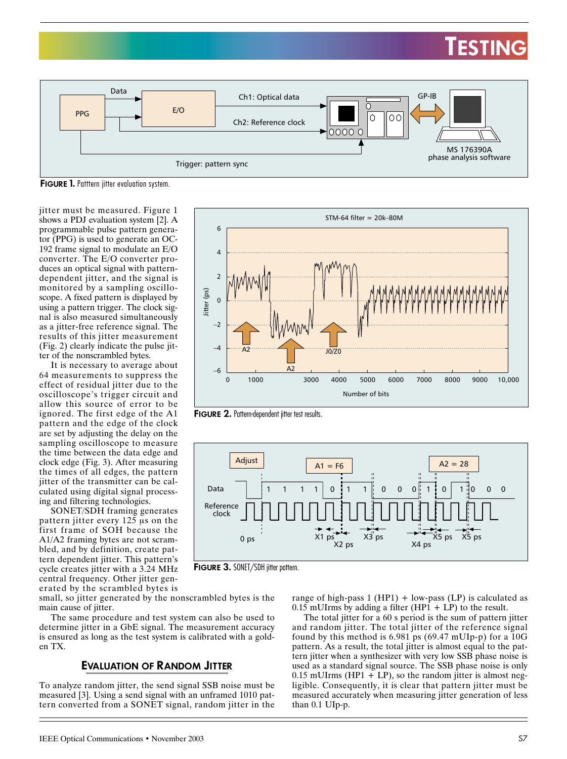**FIGURE 1.** Patttern jitter evaluation system.

jitter must be measured. Figure 1 shows a PDJ evaluation system [2]. A programmable pulse pattern generator (PPG) is used to generate an OC-192 frame signal to modulate an E/O converter. The E/O converter produces an optical signal with pattern-dependent jitter, and the signal is monitored by a sampling oscilloscope. A fixed pattern is displayed by using a pattern trigger. The clock signal is also measured simultaneously as a jitter-free reference signal. The results of this jitter measurement (Fig. 2) clearly indicate the pulse jitter of the nonscrambled bytes.

It is necessary to average about 64 measurements to suppress the effect of residual jitter due to the oscilloscope's trigger circuit and allow this source of error to be ignored. The first edge of the A1 pattern and the edge of the clock are set by adjusting the delay on the sampling oscilloscope to measure the time between the data edge and clock edge (Fig. 3). After measuring the times of all edges, the pattern jitter of the transmitter can be calculated using digital signal processing and filtering technologies.

SONET/SDH framing generates pattern jitter every 125 µs on the first frame of SOH because the A1/A2 framing bytes are not scrambled, and by definition, create pattern dependent jitter. This pattern's cycle creates jitter with a 3.24 MHz central frequency. Other jitter generated by the scrambled bytes is small, so jitter generated by the nonscrambled bytes is the main cause of jitter.

**FIGURE 2.** Pattern-dependent jitter test results.

**FIGURE 3.** SONET/SDH jitter pattern.

The same procedure and test system can also be used to determine jitter in a GbE signal. The measurement accuracy is ensured as long as the test system is calibrated with a golden TX.

## Evaluation of Random Jitter

To analyze random jitter, the send signal SSB noise must be measured [3]. Using a send signal with an unframed 1010 pattern converted from a SONET signal, random jitter in the range of high-pass 1 (HP1) + low-pass (LP) is calculated as 0.15 mUIrms by adding a filter (HP1 + LP) to the result.

The total jitter for a 60 s period is the sum of pattern jitter and random jitter. The total jitter of the reference signal found by this method is 6.981 ps (69.47 mUIp-p) for a 10G pattern. As a result, the total jitter is almost equal to the pattern jitter when a synthesizer with very low SSB phase noise is used as a standard signal source. The SSB phase noise is only 0.15 mUIrms (HP1 + LP), so the random jitter is almost negligible. Consequently, it is clear that pattern jitter must be measured accurately when measuring jitter generation of less than 0.1 UIp-p.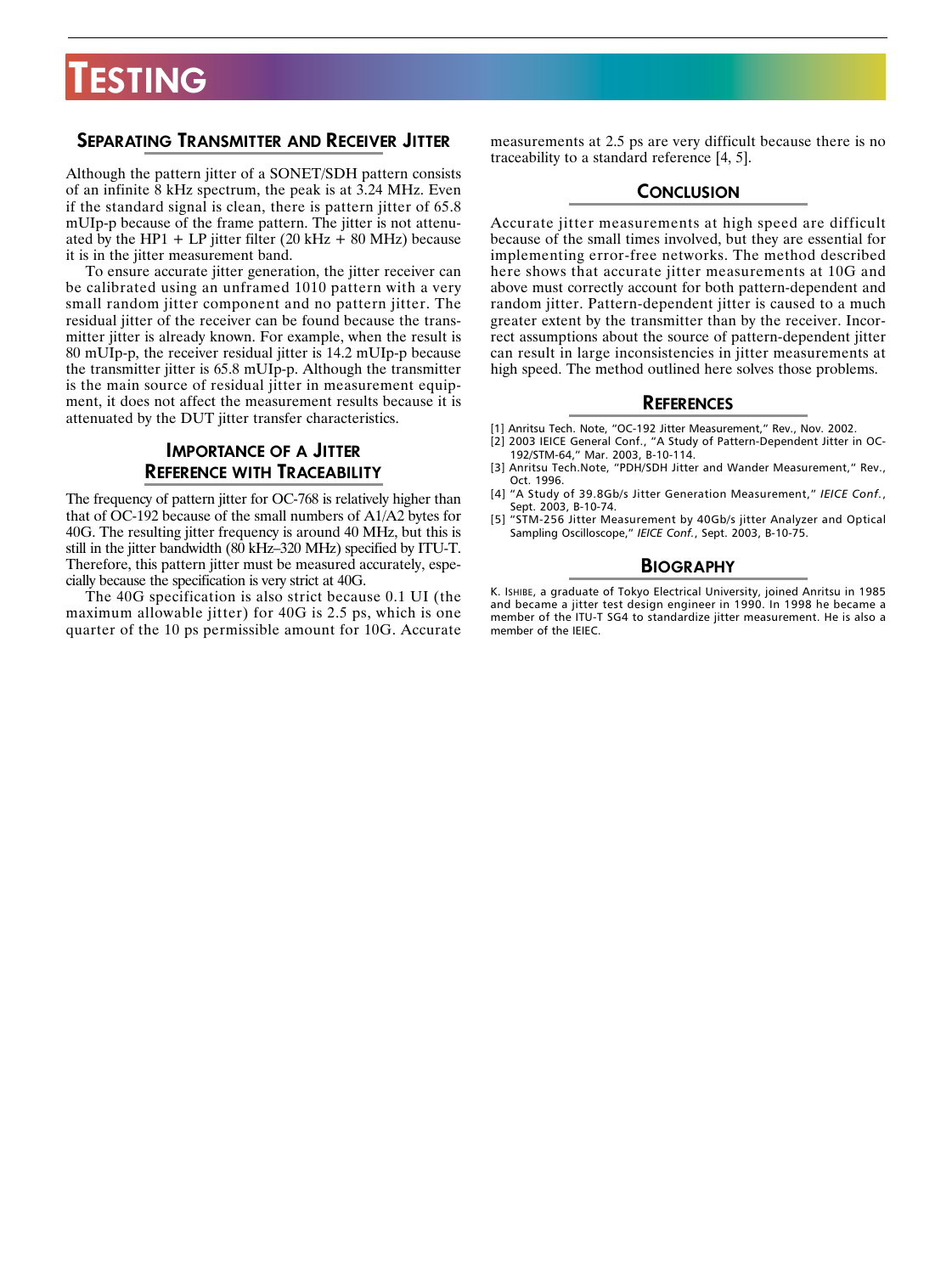## Separating Transmitter and Receiver Jitter

Although the pattern jitter of a SONET/SDH pattern consists of an infinite 8 kHz spectrum, the peak is at 3.24 MHz. Even if the standard signal is clean, there is pattern jitter of 65.8 mUIp-p because of the frame pattern. The jitter is not attenuated by the HP1 + LP jitter filter (20 kHz + 80 MHz) because it is in the jitter measurement band.

To ensure accurate jitter generation, the jitter receiver can be calibrated using an unframed 1010 pattern with a very small random jitter component and no pattern jitter. The residual jitter of the receiver can be found because the transmitter jitter is already known. For example, when the result is 80 mUIp-p, the receiver residual jitter is 14.2 mUIp-p because the transmitter jitter is 65.8 mUIp-p. Although the transmitter is the main source of residual jitter in measurement equipment, it does not affect the measurement results because it is attenuated by the DUT jitter transfer characteristics.

## Importance of a Jitter Reference with Traceability

The frequency of pattern jitter for OC-768 is relatively higher than that of OC-192 because of the small numbers of A1/A2 bytes for 40G. The resulting jitter frequency is around 40 MHz, but this is still in the jitter bandwidth (80 kHz–320 MHz) specified by ITU-T. Therefore, this pattern jitter must be measured accurately, especially because the specification is very strict at 40G.

The 40G specification is also strict because 0.1 UI (the maximum allowable jitter) for 40G is 2.5 ps, which is one quarter of the 10 ps permissible amount for 10G. Accurate measurements at 2.5 ps are very difficult because there is no traceability to a standard reference [4, 5].

## Conclusion

Accurate jitter measurements at high speed are difficult because of the small times involved, but they are essential for implementing error-free networks. The method described here shows that accurate jitter measurements at 10G and above must correctly account for both pattern-dependent and random jitter. Pattern-dependent jitter is caused to a much greater extent by the transmitter than by the receiver. Incorrect assumptions about the source of pattern-dependent jitter can result in large inconsistencies in jitter measurements at high speed. The method outlined here solves those problems.

## References

[1] Anritsu Tech. Note, "OC-192 Jitter Measurement," Rev., Nov. 2002.
[2] 2003 IEICE General Conf., "A Study of Pattern-Dependent Jitter in OC-192/STM-64," Mar. 2003, B-10-114.
[3] Anritsu Tech.Note, "PDH/SDH Jitter and Wander Measurement," Rev., Oct. 1996.
[4] "A Study of 39.8Gb/s Jitter Generation Measurement," *IEICE Conf.*, Sept. 2003, B-10-74.
[5] "STM-256 Jitter Measurement by 40Gb/s jitter Analyzer and Optical Sampling Oscilloscope," *IEICE Conf.*, Sept. 2003, B-10-75.

## Biography

K. Ishibe, a graduate of Tokyo Electrical University, joined Anritsu in 1985 and became a jitter test design engineer in 1990. In 1998 he became a member of the ITU-T SG4 to standardize jitter measurement. He is also a member of the IEIEC.